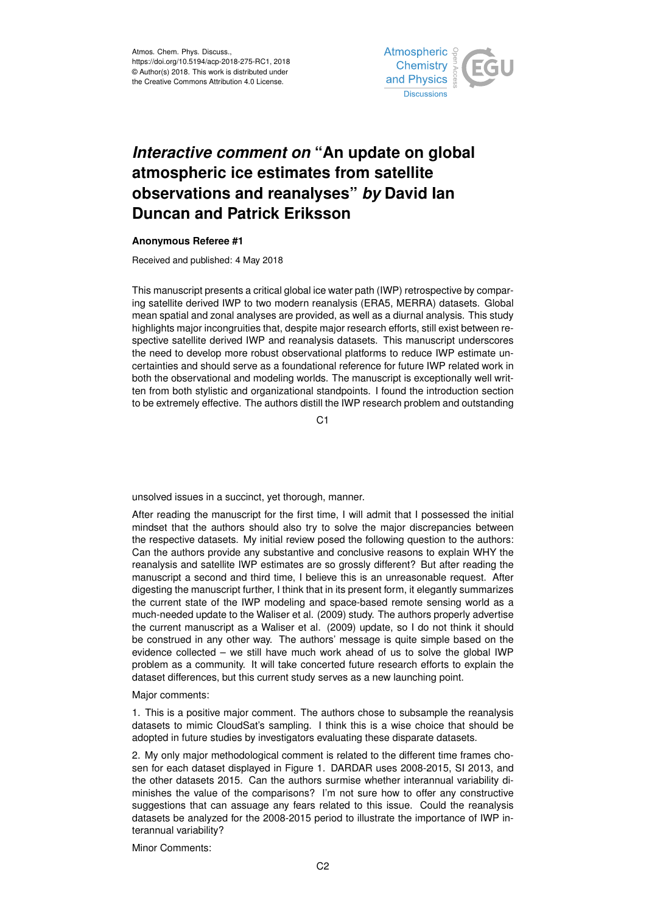Atmos. Chem. Phys. Discuss.,
https://doi.org/10.5194/acp-2018-275-RC1, 2018
© Author(s) 2018. This work is distributed under
the Creative Commons Attribution 4.0 License.

# *Interactive comment on* "An update on global atmospheric ice estimates from satellite observations and reanalyses" *by* David Ian Duncan and Patrick Eriksson

**Anonymous Referee #1**

Received and published: 4 May 2018

This manuscript presents a critical global ice water path (IWP) retrospective by comparing satellite derived IWP to two modern reanalysis (ERA5, MERRA) datasets. Global mean spatial and zonal analyses are provided, as well as a diurnal analysis. This study highlights major incongruities that, despite major research efforts, still exist between respective satellite derived IWP and reanalysis datasets. This manuscript underscores the need to develop more robust observational platforms to reduce IWP estimate uncertainties and should serve as a foundational reference for future IWP related work in both the observational and modeling worlds. The manuscript is exceptionally well written from both stylistic and organizational standpoints. I found the introduction section to be extremely effective. The authors distill the IWP research problem and outstanding unsolved issues in a succinct, yet thorough, manner.

After reading the manuscript for the first time, I will admit that I possessed the initial mindset that the authors should also try to solve the major discrepancies between the respective datasets. My initial review posed the following question to the authors: Can the authors provide any substantive and conclusive reasons to explain WHY the reanalysis and satellite IWP estimates are so grossly different? But after reading the manuscript a second and third time, I believe this is an unreasonable request. After digesting the manuscript further, I think that in its present form, it elegantly summarizes the current state of the IWP modeling and space-based remote sensing world as a much-needed update to the Waliser et al. (2009) study. The authors properly advertise the current manuscript as a Waliser et al. (2009) update, so I do not think it should be construed in any other way. The authors' message is quite simple based on the evidence collected – we still have much work ahead of us to solve the global IWP problem as a community. It will take concerted future research efforts to explain the dataset differences, but this current study serves as a new launching point.

Major comments:

1. This is a positive major comment. The authors chose to subsample the reanalysis datasets to mimic CloudSat's sampling. I think this is a wise choice that should be adopted in future studies by investigators evaluating these disparate datasets.

2. My only major methodological comment is related to the different time frames chosen for each dataset displayed in Figure 1. DARDAR uses 2008-2015, SI 2013, and the other datasets 2015. Can the authors surmise whether interannual variability diminishes the value of the comparisons? I'm not sure how to offer any constructive suggestions that can assuage any fears related to this issue. Could the reanalysis datasets be analyzed for the 2008-2015 period to illustrate the importance of IWP interannual variability?

Minor Comments: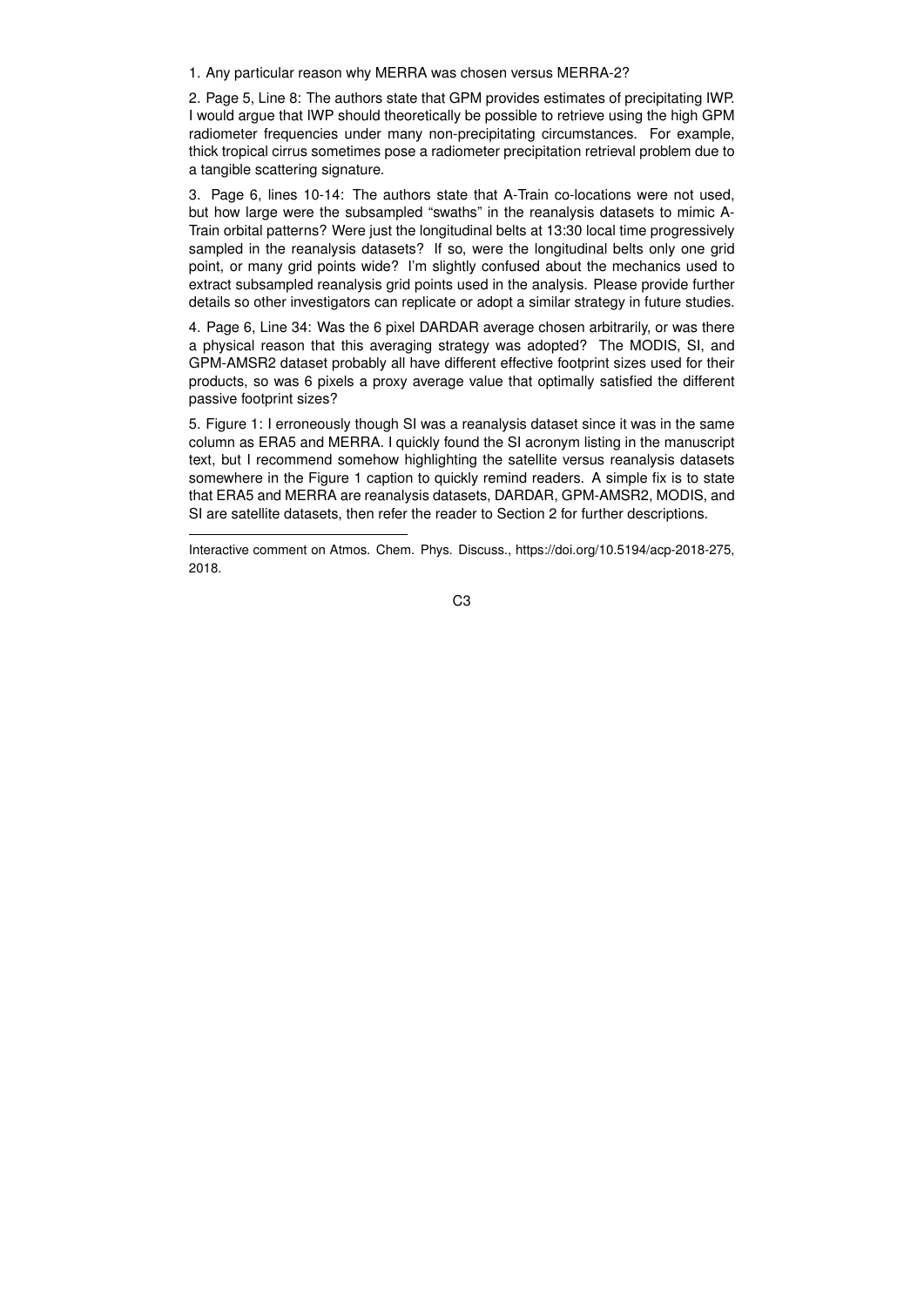1. Any particular reason why MERRA was chosen versus MERRA-2?

2. Page 5, Line 8: The authors state that GPM provides estimates of precipitating IWP. I would argue that IWP should theoretically be possible to retrieve using the high GPM radiometer frequencies under many non-precipitating circumstances. For example, thick tropical cirrus sometimes pose a radiometer precipitation retrieval problem due to a tangible scattering signature.

3. Page 6, lines 10-14: The authors state that A-Train co-locations were not used, but how large were the subsampled "swaths" in the reanalysis datasets to mimic A-Train orbital patterns? Were just the longitudinal belts at 13:30 local time progressively sampled in the reanalysis datasets? If so, were the longitudinal belts only one grid point, or many grid points wide? I'm slightly confused about the mechanics used to extract subsampled reanalysis grid points used in the analysis. Please provide further details so other investigators can replicate or adopt a similar strategy in future studies.

4. Page 6, Line 34: Was the 6 pixel DARDAR average chosen arbitrarily, or was there a physical reason that this averaging strategy was adopted? The MODIS, SI, and GPM-AMSR2 dataset probably all have different effective footprint sizes used for their products, so was 6 pixels a proxy average value that optimally satisfied the different passive footprint sizes?

5. Figure 1: I erroneously though SI was a reanalysis dataset since it was in the same column as ERA5 and MERRA. I quickly found the SI acronym listing in the manuscript text, but I recommend somehow highlighting the satellite versus reanalysis datasets somewhere in the Figure 1 caption to quickly remind readers. A simple fix is to state that ERA5 and MERRA are reanalysis datasets, DARDAR, GPM-AMSR2, MODIS, and SI are satellite datasets, then refer the reader to Section 2 for further descriptions.

---

Interactive comment on Atmos. Chem. Phys. Discuss., https://doi.org/10.5194/acp-2018-275, 2018.